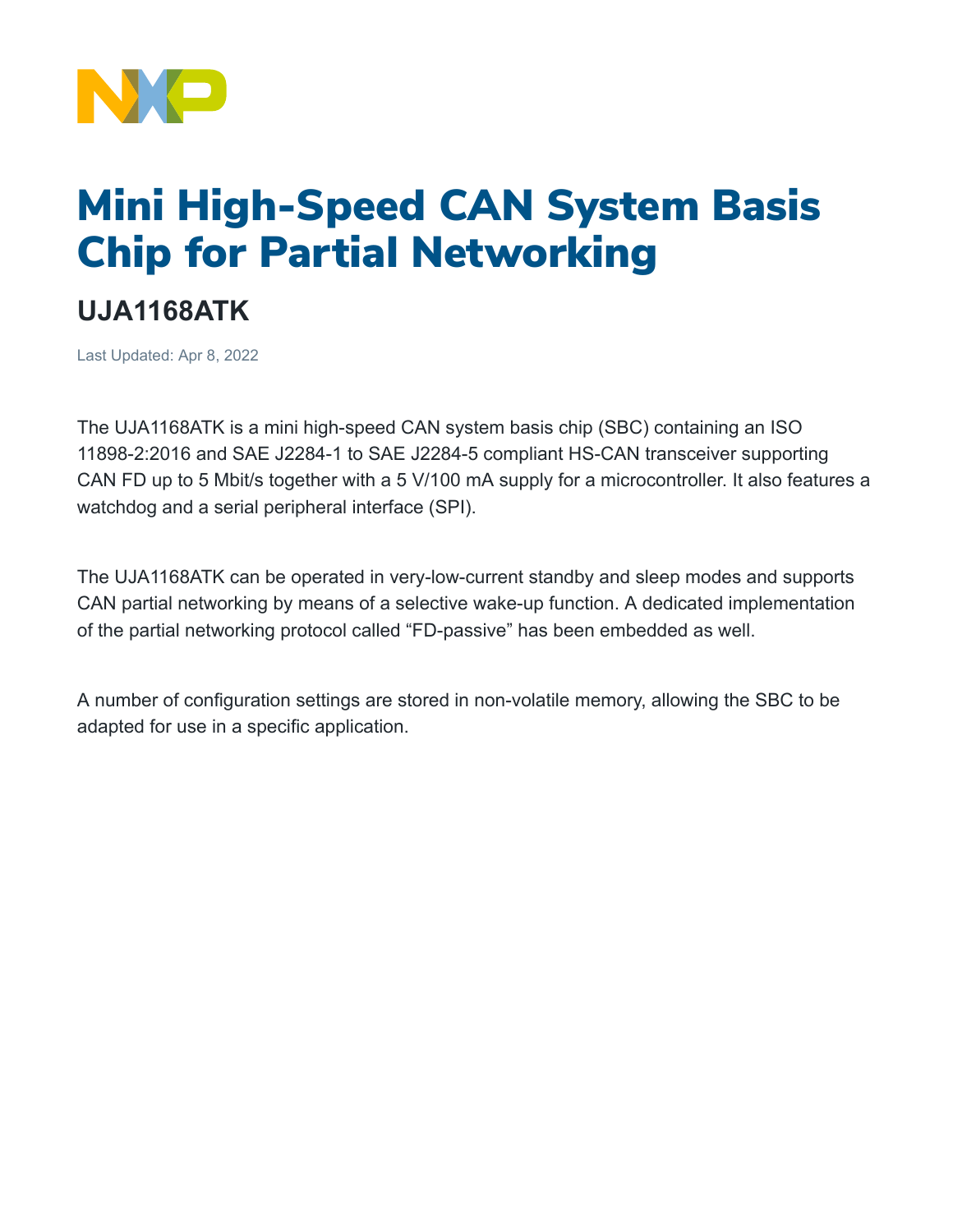# Mini High-Speed CAN System Basis Chip for Partial Networking

## UJA1168ATK

Last Updated: Apr 8, 2022

The UJA1168ATK is a mini high-speed CAN system basis chip (SBC) containing an ISO 11898-2:2016 and SAE J2284-1 to SAE J2284-5 compliant HS-CAN transceiver supporting CAN FD up to 5 Mbit/s together with a 5 V/100 mA supply for a microcontroller. It also features a watchdog and a serial peripheral interface (SPI).

The UJA1168ATK can be operated in very-low-current standby and sleep modes and supports CAN partial networking by means of a selective wake-up function. A dedicated implementation of the partial networking protocol called "FD-passive" has been embedded as well.

A number of configuration settings are stored in non-volatile memory, allowing the SBC to be adapted for use in a specific application.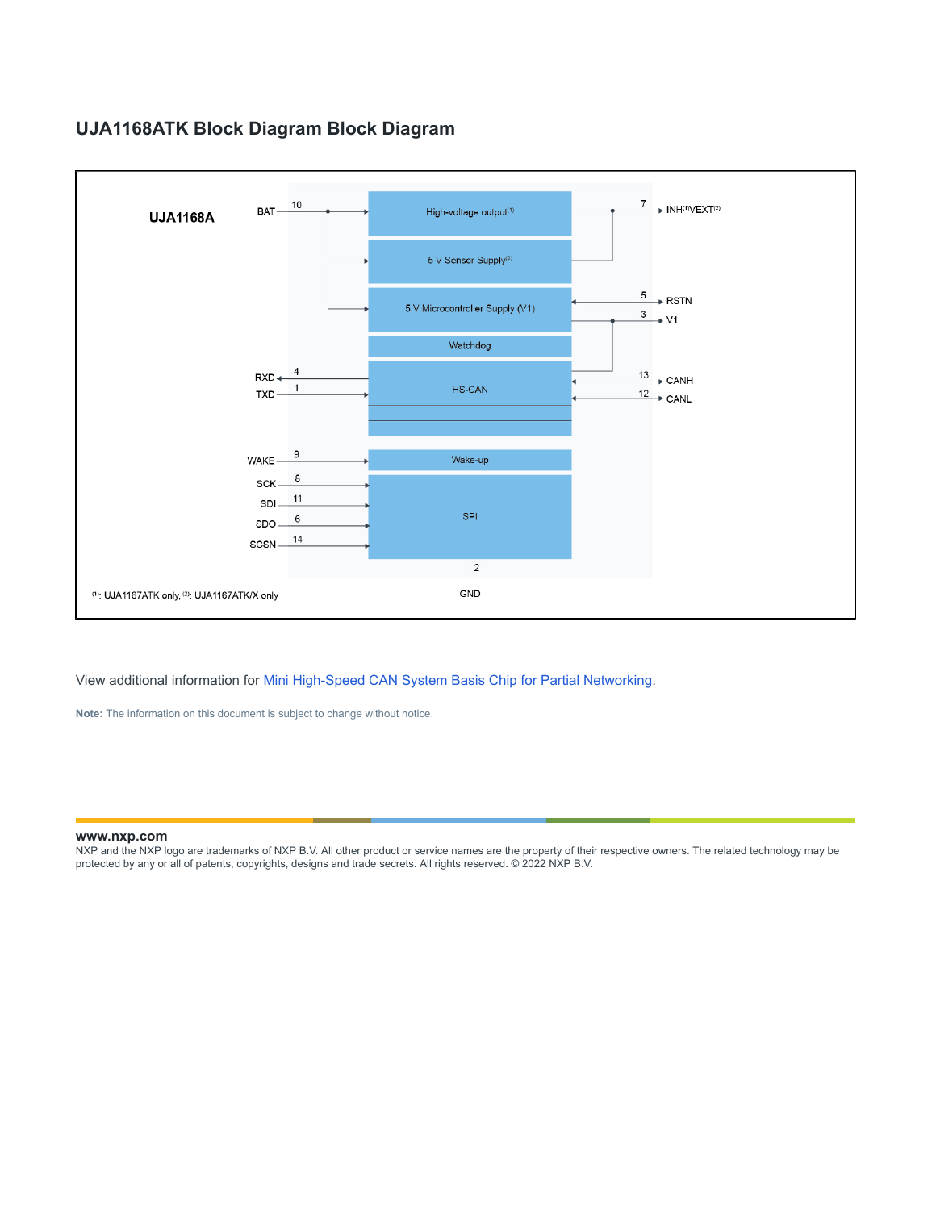## UJA1168ATK Block Diagram Block Diagram

UJA1168A

BAT 10

High-voltage output(1)

7 INH(1)/VEXT(2)

5 V Sensor Supply(2)

5 V Microcontroller Supply (V1)

5 RSTN

3 V1

Watchdog

RXD 4

TXD 1

HS-CAN

13 CANH

12 CANL

WAKE 9

Wake-up

SCK 8

SDI 11

SDO 6

SCSN 14

SPI

2

GND

(1): UJA1167ATK only, (2): UJA1167ATK/X only

View additional information for Mini High-Speed CAN System Basis Chip for Partial Networking.

**Note:** The information on this document is subject to change without notice.

**www.nxp.com**

NXP and the NXP logo are trademarks of NXP B.V. All other product or service names are the property of their respective owners. The related technology may be protected by any or all of patents, copyrights, designs and trade secrets. All rights reserved. © 2022 NXP B.V.